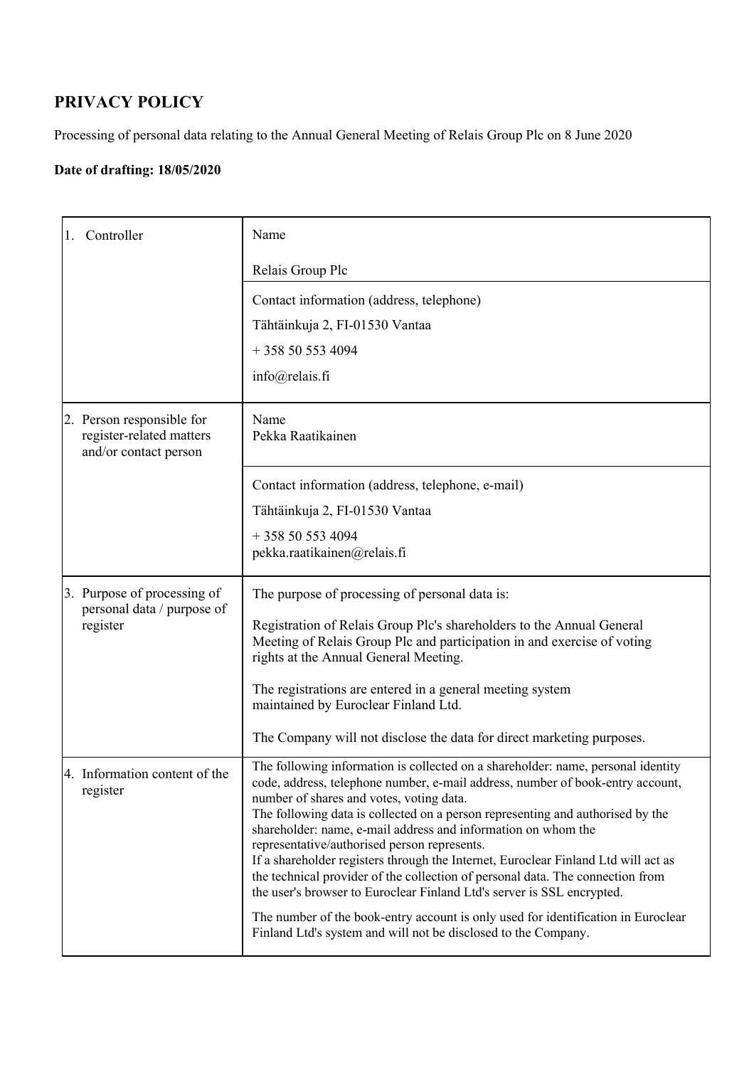# PRIVACY POLICY

Processing of personal data relating to the Annual General Meeting of Relais Group Plc on 8 June 2020

**Date of drafting: 18/05/2020**

| | |
|---|---|
| 1. Controller | Name<br><br>Relais Group Plc |
| | Contact information (address, telephone)<br><br>Tähtäinkuja 2, FI-01530 Vantaa<br><br>+ 358 50 553 4094<br><br>info@relais.fi |
| 2. Person responsible for register-related matters and/or contact person | Name<br>Pekka Raatikainen |
| | Contact information (address, telephone, e-mail)<br><br>Tähtäinkuja 2, FI-01530 Vantaa<br><br>+ 358 50 553 4094<br>pekka.raatikainen@relais.fi |
| 3. Purpose of processing of personal data / purpose of register | The purpose of processing of personal data is:<br><br>Registration of Relais Group Plc's shareholders to the Annual General Meeting of Relais Group Plc and participation in and exercise of voting rights at the Annual General Meeting.<br><br>The registrations are entered in a general meeting system maintained by Euroclear Finland Ltd.<br><br>The Company will not disclose the data for direct marketing purposes. |
| 4. Information content of the register | The following information is collected on a shareholder: name, personal identity code, address, telephone number, e-mail address, number of book-entry account, number of shares and votes, voting data.<br>The following data is collected on a person representing and authorised by the shareholder: name, e-mail address and information on whom the representative/authorised person represents.<br>If a shareholder registers through the Internet, Euroclear Finland Ltd will act as the technical provider of the collection of personal data. The connection from the user's browser to Euroclear Finland Ltd's server is SSL encrypted.<br><br>The number of the book-entry account is only used for identification in Euroclear Finland Ltd's system and will not be disclosed to the Company. |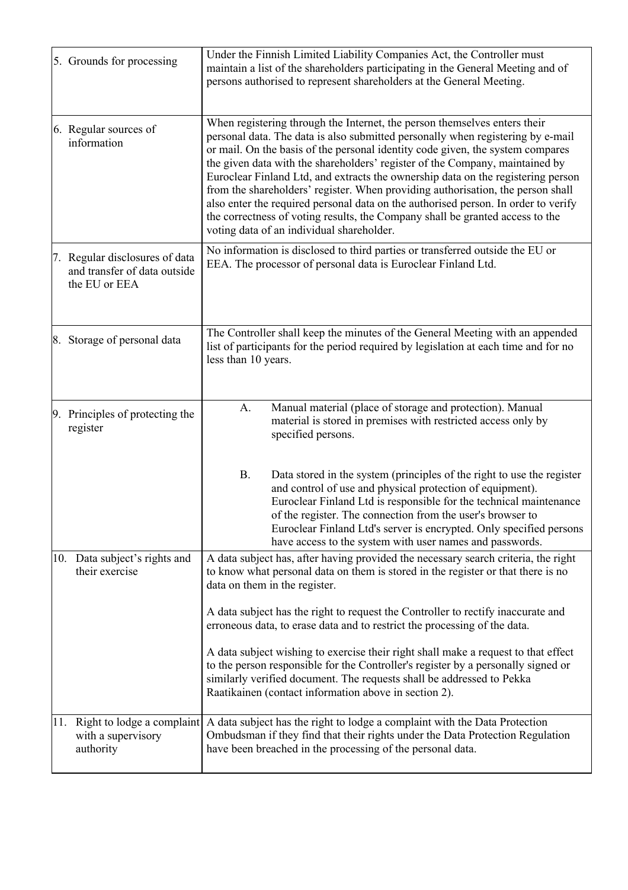| | |
|---|---|
| 5. Grounds for processing | Under the Finnish Limited Liability Companies Act, the Controller must maintain a list of the shareholders participating in the General Meeting and of persons authorised to represent shareholders at the General Meeting. |
| 6. Regular sources of information | When registering through the Internet, the person themselves enters their personal data. The data is also submitted personally when registering by e-mail or mail. On the basis of the personal identity code given, the system compares the given data with the shareholders' register of the Company, maintained by Euroclear Finland Ltd, and extracts the ownership data on the registering person from the shareholders' register. When providing authorisation, the person shall also enter the required personal data on the authorised person. In order to verify the correctness of voting results, the Company shall be granted access to the voting data of an individual shareholder. |
| 7. Regular disclosures of data and transfer of data outside the EU or EEA | No information is disclosed to third parties or transferred outside the EU or EEA. The processor of personal data is Euroclear Finland Ltd. |
| 8. Storage of personal data | The Controller shall keep the minutes of the General Meeting with an appended list of participants for the period required by legislation at each time and for no less than 10 years. |
| 9. Principles of protecting the register | A. Manual material (place of storage and protection). Manual material is stored in premises with restricted access only by specified persons.<br><br>B. Data stored in the system (principles of the right to use the register and control of use and physical protection of equipment). Euroclear Finland Ltd is responsible for the technical maintenance of the register. The connection from the user's browser to Euroclear Finland Ltd's server is encrypted. Only specified persons have access to the system with user names and passwords. |
| 10. Data subject's rights and their exercise | A data subject has, after having provided the necessary search criteria, the right to know what personal data on them is stored in the register or that there is no data on them in the register.<br><br>A data subject has the right to request the Controller to rectify inaccurate and erroneous data, to erase data and to restrict the processing of the data.<br><br>A data subject wishing to exercise their right shall make a request to that effect to the person responsible for the Controller's register by a personally signed or similarly verified document. The requests shall be addressed to Pekka Raatikainen (contact information above in section 2). |
| 11. Right to lodge a complaint with a supervisory authority | A data subject has the right to lodge a complaint with the Data Protection Ombudsman if they find that their rights under the Data Protection Regulation have been breached in the processing of the personal data. |